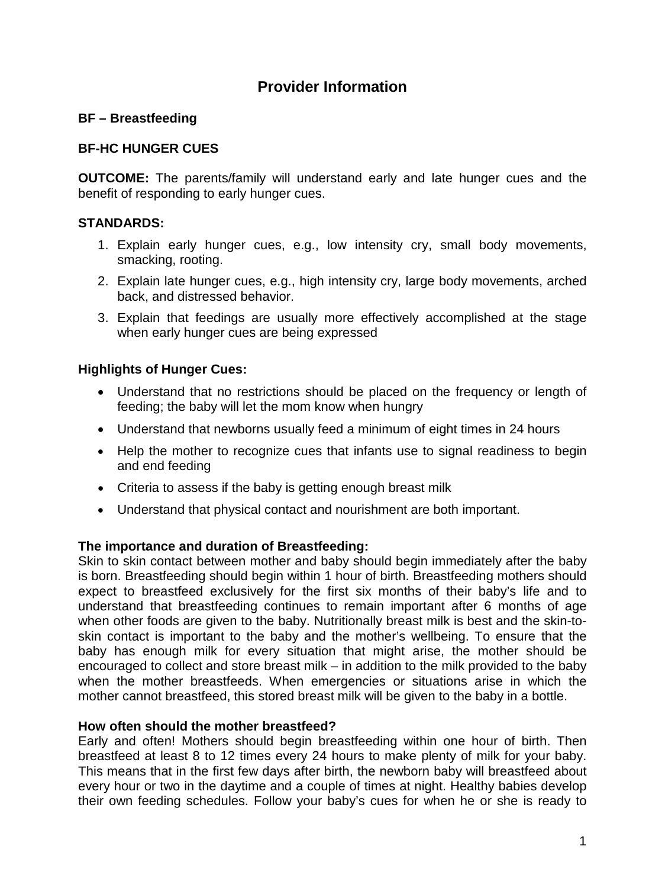# Provider Information

## BF – Breastfeeding

### BF-HC HUNGER CUES

**OUTCOME:** The parents/family will understand early and late hunger cues and the benefit of responding to early hunger cues.

**STANDARDS:**

1. Explain early hunger cues, e.g., low intensity cry, small body movements, smacking, rooting.
2. Explain late hunger cues, e.g., high intensity cry, large body movements, arched back, and distressed behavior.
3. Explain that feedings are usually more effectively accomplished at the stage when early hunger cues are being expressed

**Highlights of Hunger Cues:**

- Understand that no restrictions should be placed on the frequency or length of feeding; the baby will let the mom know when hungry
- Understand that newborns usually feed a minimum of eight times in 24 hours
- Help the mother to recognize cues that infants use to signal readiness to begin and end feeding
- Criteria to assess if the baby is getting enough breast milk
- Understand that physical contact and nourishment are both important.

**The importance and duration of Breastfeeding:**
Skin to skin contact between mother and baby should begin immediately after the baby is born. Breastfeeding should begin within 1 hour of birth. Breastfeeding mothers should expect to breastfeed exclusively for the first six months of their baby's life and to understand that breastfeeding continues to remain important after 6 months of age when other foods are given to the baby. Nutritionally breast milk is best and the skin-to-skin contact is important to the baby and the mother's wellbeing. To ensure that the baby has enough milk for every situation that might arise, the mother should be encouraged to collect and store breast milk – in addition to the milk provided to the baby when the mother breastfeeds. When emergencies or situations arise in which the mother cannot breastfeed, this stored breast milk will be given to the baby in a bottle.

**How often should the mother breastfeed?**
Early and often! Mothers should begin breastfeeding within one hour of birth. Then breastfeed at least 8 to 12 times every 24 hours to make plenty of milk for your baby. This means that in the first few days after birth, the newborn baby will breastfeed about every hour or two in the daytime and a couple of times at night. Healthy babies develop their own feeding schedules. Follow your baby's cues for when he or she is ready to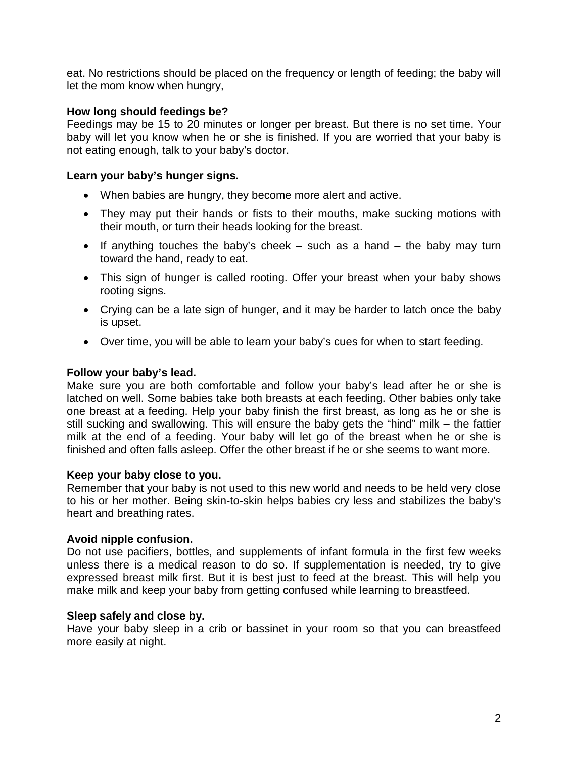eat. No restrictions should be placed on the frequency or length of feeding; the baby will let the mom know when hungry,

**How long should feedings be?**

Feedings may be 15 to 20 minutes or longer per breast. But there is no set time. Your baby will let you know when he or she is finished. If you are worried that your baby is not eating enough, talk to your baby's doctor.

**Learn your baby's hunger signs.**

- When babies are hungry, they become more alert and active.
- They may put their hands or fists to their mouths, make sucking motions with their mouth, or turn their heads looking for the breast.
- If anything touches the baby's cheek – such as a hand – the baby may turn toward the hand, ready to eat.
- This sign of hunger is called rooting. Offer your breast when your baby shows rooting signs.
- Crying can be a late sign of hunger, and it may be harder to latch once the baby is upset.
- Over time, you will be able to learn your baby's cues for when to start feeding.

**Follow your baby's lead.**

Make sure you are both comfortable and follow your baby's lead after he or she is latched on well. Some babies take both breasts at each feeding. Other babies only take one breast at a feeding. Help your baby finish the first breast, as long as he or she is still sucking and swallowing. This will ensure the baby gets the "hind" milk – the fattier milk at the end of a feeding. Your baby will let go of the breast when he or she is finished and often falls asleep. Offer the other breast if he or she seems to want more.

**Keep your baby close to you.**

Remember that your baby is not used to this new world and needs to be held very close to his or her mother. Being skin-to-skin helps babies cry less and stabilizes the baby's heart and breathing rates.

**Avoid nipple confusion.**

Do not use pacifiers, bottles, and supplements of infant formula in the first few weeks unless there is a medical reason to do so. If supplementation is needed, try to give expressed breast milk first. But it is best just to feed at the breast. This will help you make milk and keep your baby from getting confused while learning to breastfeed.

**Sleep safely and close by.**

Have your baby sleep in a crib or bassinet in your room so that you can breastfeed more easily at night.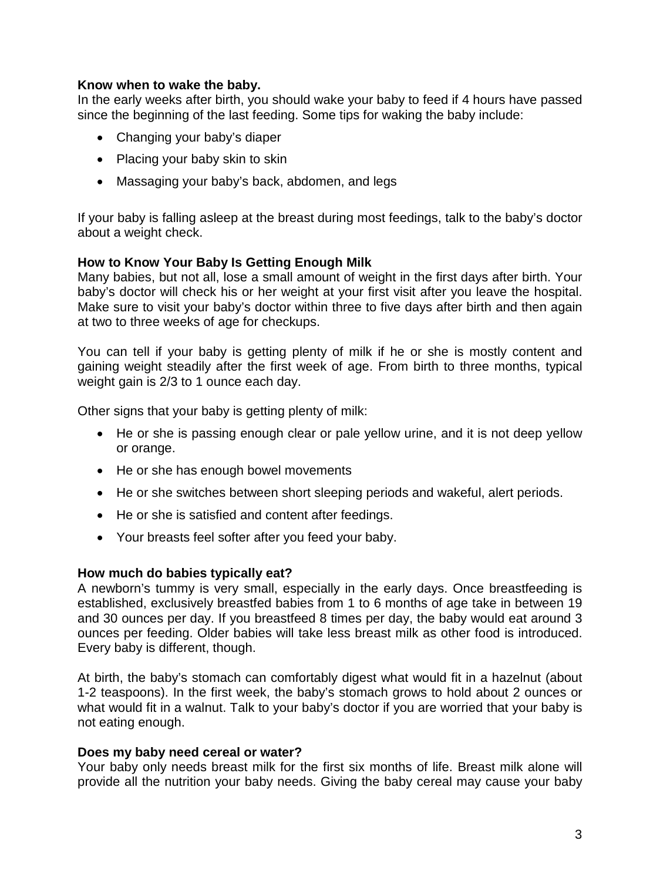**Know when to wake the baby.**

In the early weeks after birth, you should wake your baby to feed if 4 hours have passed since the beginning of the last feeding. Some tips for waking the baby include:

- Changing your baby's diaper
- Placing your baby skin to skin
- Massaging your baby's back, abdomen, and legs

If your baby is falling asleep at the breast during most feedings, talk to the baby's doctor about a weight check.

**How to Know Your Baby Is Getting Enough Milk**

Many babies, but not all, lose a small amount of weight in the first days after birth. Your baby's doctor will check his or her weight at your first visit after you leave the hospital. Make sure to visit your baby's doctor within three to five days after birth and then again at two to three weeks of age for checkups.

You can tell if your baby is getting plenty of milk if he or she is mostly content and gaining weight steadily after the first week of age. From birth to three months, typical weight gain is 2/3 to 1 ounce each day.

Other signs that your baby is getting plenty of milk:

- He or she is passing enough clear or pale yellow urine, and it is not deep yellow or orange.
- He or she has enough bowel movements
- He or she switches between short sleeping periods and wakeful, alert periods.
- He or she is satisfied and content after feedings.
- Your breasts feel softer after you feed your baby.

**How much do babies typically eat?**

A newborn's tummy is very small, especially in the early days. Once breastfeeding is established, exclusively breastfed babies from 1 to 6 months of age take in between 19 and 30 ounces per day. If you breastfeed 8 times per day, the baby would eat around 3 ounces per feeding. Older babies will take less breast milk as other food is introduced. Every baby is different, though.

At birth, the baby's stomach can comfortably digest what would fit in a hazelnut (about 1-2 teaspoons). In the first week, the baby's stomach grows to hold about 2 ounces or what would fit in a walnut. Talk to your baby's doctor if you are worried that your baby is not eating enough.

**Does my baby need cereal or water?**

Your baby only needs breast milk for the first six months of life. Breast milk alone will provide all the nutrition your baby needs. Giving the baby cereal may cause your baby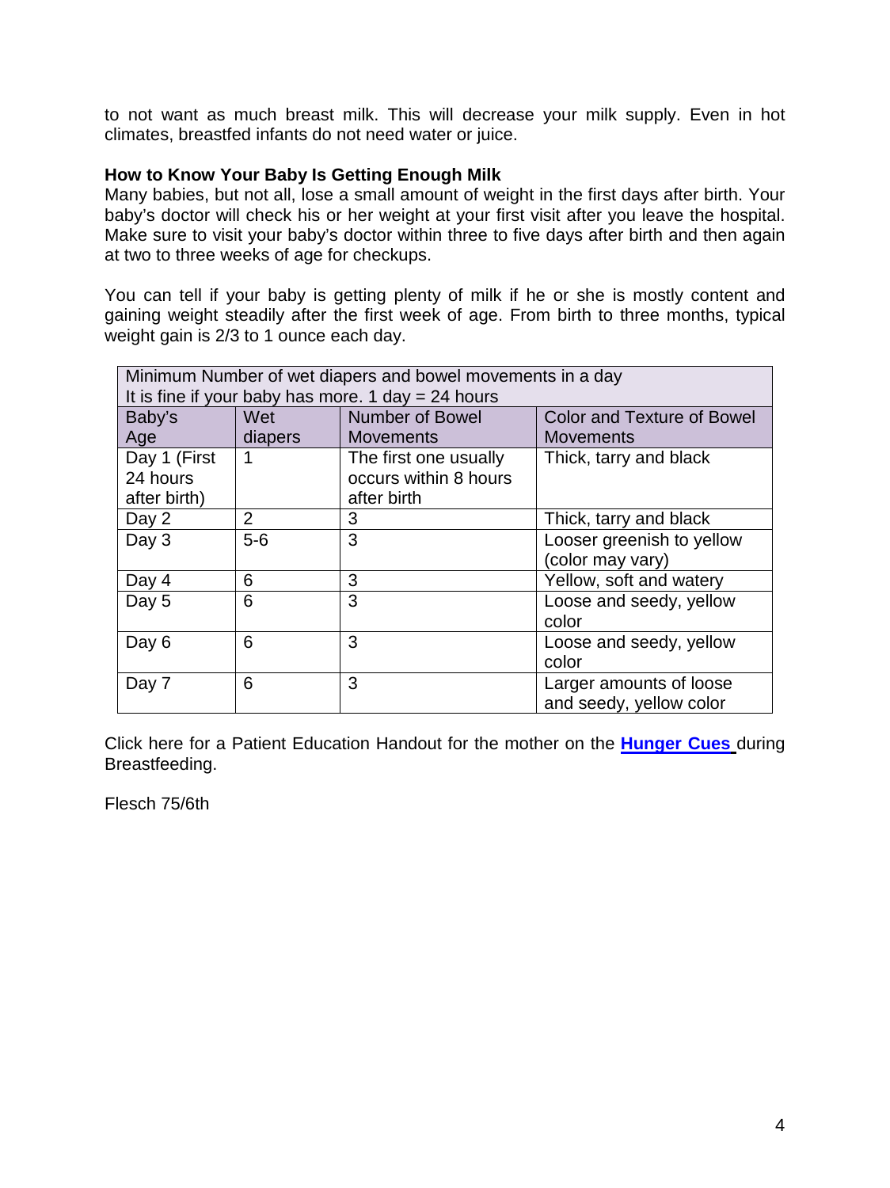to not want as much breast milk. This will decrease your milk supply. Even in hot climates, breastfed infants do not need water or juice.

**How to Know Your Baby Is Getting Enough Milk**

Many babies, but not all, lose a small amount of weight in the first days after birth. Your baby's doctor will check his or her weight at your first visit after you leave the hospital. Make sure to visit your baby's doctor within three to five days after birth and then again at two to three weeks of age for checkups.

You can tell if your baby is getting plenty of milk if he or she is mostly content and gaining weight steadily after the first week of age. From birth to three months, typical weight gain is 2/3 to 1 ounce each day.

| Minimum Number of wet diapers and bowel movements in a day It is fine if your baby has more. 1 day = 24 hours | | | |
|---|---|---|---|
| Baby's Age | Wet diapers | Number of Bowel Movements | Color and Texture of Bowel Movements |
| Day 1 (First 24 hours after birth) | 1 | The first one usually occurs within 8 hours after birth | Thick, tarry and black |
| Day 2 | 2 | 3 | Thick, tarry and black |
| Day 3 | 5-6 | 3 | Looser greenish to yellow (color may vary) |
| Day 4 | 6 | 3 | Yellow, soft and watery |
| Day 5 | 6 | 3 | Loose and seedy, yellow color |
| Day 6 | 6 | 3 | Loose and seedy, yellow color |
| Day 7 | 6 | 3 | Larger amounts of loose and seedy, yellow color |

Click here for a Patient Education Handout for the mother on the **Hunger Cues** during Breastfeeding.

Flesch 75/6th